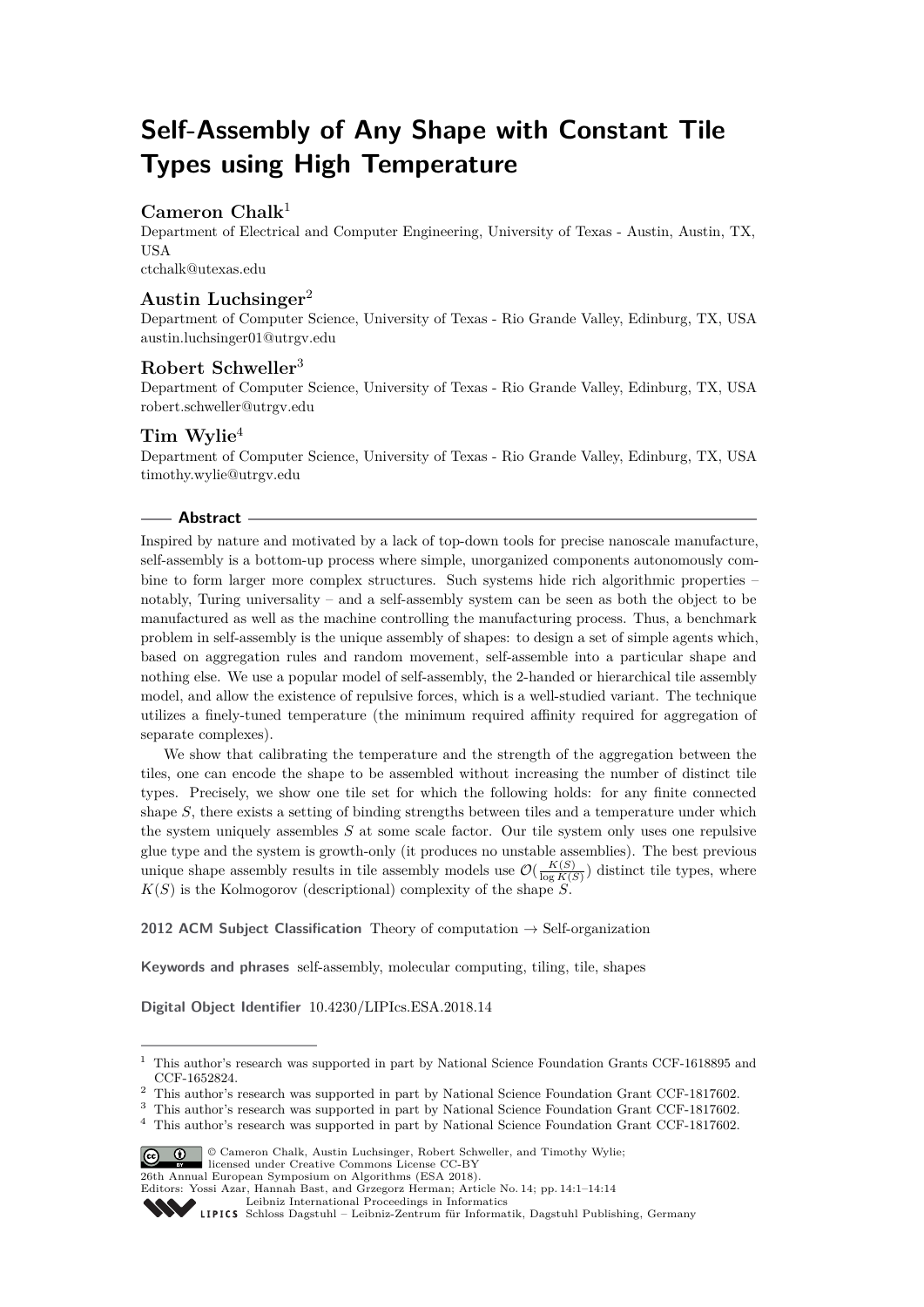# Self-Assembly of Any Shape with Constant Tile Types using High Temperature

**Cameron Chalk**[1]

Department of Electrical and Computer Engineering, University of Texas - Austin, Austin, TX, USA

ctchalk@utexas.edu

**Austin Luchsinger**[2]

Department of Computer Science, University of Texas - Rio Grande Valley, Edinburg, TX, USA

austin.luchsinger01@utrgv.edu

**Robert Schweller**[3]

Department of Computer Science, University of Texas - Rio Grande Valley, Edinburg, TX, USA

robert.schweller@utrgv.edu

**Tim Wylie**[4]

Department of Computer Science, University of Texas - Rio Grande Valley, Edinburg, TX, USA

timothy.wylie@utrgv.edu

## Abstract

Inspired by nature and motivated by a lack of top-down tools for precise nanoscale manufacture, self-assembly is a bottom-up process where simple, unorganized components autonomously combine to form larger more complex structures. Such systems hide rich algorithmic properties – notably, Turing universality – and a self-assembly system can be seen as both the object to be manufactured as well as the machine controlling the manufacturing process. Thus, a benchmark problem in self-assembly is the unique assembly of shapes: to design a set of simple agents which, based on aggregation rules and random movement, self-assemble into a particular shape and nothing else. We use a popular model of self-assembly, the 2-handed or hierarchical tile assembly model, and allow the existence of repulsive forces, which is a well-studied variant. The technique utilizes a finely-tuned temperature (the minimum required affinity required for aggregation of separate complexes).

We show that calibrating the temperature and the strength of the aggregation between the tiles, one can encode the shape to be assembled without increasing the number of distinct tile types. Precisely, we show one tile set for which the following holds: for any finite connected shape $S$, there exists a setting of binding strengths between tiles and a temperature under which the system uniquely assembles $S$ at some scale factor. Our tile system only uses one repulsive glue type and the system is growth-only (it produces no unstable assemblies). The best previous unique shape assembly results in tile assembly models use $\mathcal{O}(\frac{K(S)}{\log K(S)})$ distinct tile types, where $K(S)$ is the Kolmogorov (descriptional) complexity of the shape $S$.

**2012 ACM Subject Classification** Theory of computation → Self-organization

**Keywords and phrases** self-assembly, molecular computing, tiling, tile, shapes

**Digital Object Identifier** 10.4230/LIPIcs.ESA.2018.14

---

[1] This author's research was supported in part by National Science Foundation Grants CCF-1618895 and CCF-1652824.

[2] This author's research was supported in part by National Science Foundation Grant CCF-1817602.

[3] This author's research was supported in part by National Science Foundation Grant CCF-1817602.

[4] This author's research was supported in part by National Science Foundation Grant CCF-1817602.

© Cameron Chalk, Austin Luchsinger, Robert Schweller, and Timothy Wylie; licensed under Creative Commons License CC-BY

26th Annual European Symposium on Algorithms (ESA 2018).

Editors: Yossi Azar, Hannah Bast, and Grzegorz Herman; Article No. 14; pp. 14:1–14:14

Leibniz International Proceedings in Informatics

LIPICS Schloss Dagstuhl – Leibniz-Zentrum für Informatik, Dagstuhl Publishing, Germany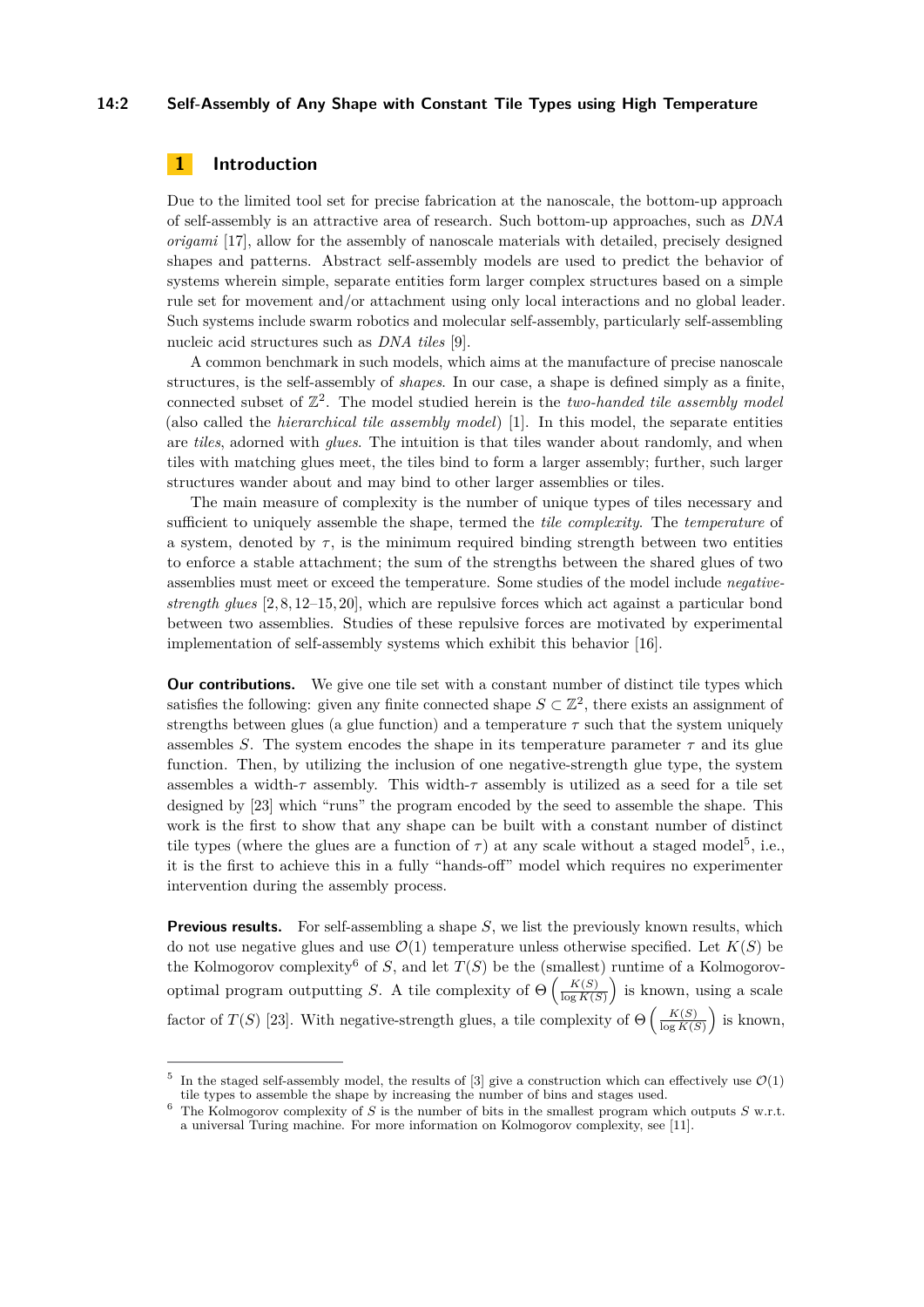## 1 Introduction

Due to the limited tool set for precise fabrication at the nanoscale, the bottom-up approach of self-assembly is an attractive area of research. Such bottom-up approaches, such as *DNA origami* [17], allow for the assembly of nanoscale materials with detailed, precisely designed shapes and patterns. Abstract self-assembly models are used to predict the behavior of systems wherein simple, separate entities form larger complex structures based on a simple rule set for movement and/or attachment using only local interactions and no global leader. Such systems include swarm robotics and molecular self-assembly, particularly self-assembling nucleic acid structures such as *DNA tiles* [9].

A common benchmark in such models, which aims at the manufacture of precise nanoscale structures, is the self-assembly of *shapes*. In our case, a shape is defined simply as a finite, connected subset of $\mathbb{Z}^2$. The model studied herein is the *two-handed tile assembly model* (also called the *hierarchical tile assembly model*) [1]. In this model, the separate entities are *tiles*, adorned with *glues*. The intuition is that tiles wander about randomly, and when tiles with matching glues meet, the tiles bind to form a larger assembly; further, such larger structures wander about and may bind to other larger assemblies or tiles.

The main measure of complexity is the number of unique types of tiles necessary and sufficient to uniquely assemble the shape, termed the *tile complexity*. The *temperature* of a system, denoted by $\tau$, is the minimum required binding strength between two entities to enforce a stable attachment; the sum of the strengths between the shared glues of two assemblies must meet or exceed the temperature. Some studies of the model include *negative-strength glues* [2, 8, 12–15, 20], which are repulsive forces which act against a particular bond between two assemblies. Studies of these repulsive forces are motivated by experimental implementation of self-assembly systems which exhibit this behavior [16].

**Our contributions.** We give one tile set with a constant number of distinct tile types which satisfies the following: given any finite connected shape $S \subset \mathbb{Z}^2$, there exists an assignment of strengths between glues (a glue function) and a temperature $\tau$ such that the system uniquely assembles $S$. The system encodes the shape in its temperature parameter $\tau$ and its glue function. Then, by utilizing the inclusion of one negative-strength glue type, the system assembles a width-$\tau$ assembly. This width-$\tau$ assembly is utilized as a seed for a tile set designed by [23] which "runs" the program encoded by the seed to assemble the shape. This work is the first to show that any shape can be built with a constant number of distinct tile types (where the glues are a function of $\tau$) at any scale without a staged model[5], i.e., it is the first to achieve this in a fully "hands-off" model which requires no experimenter intervention during the assembly process.

**Previous results.** For self-assembling a shape $S$, we list the previously known results, which do not use negative glues and use $\mathcal{O}(1)$ temperature unless otherwise specified. Let $K(S)$ be the Kolmogorov complexity[6] of $S$, and let $T(S)$ be the (smallest) runtime of a Kolmogorov-optimal program outputting $S$. A tile complexity of $\Theta\left(\frac{K(S)}{\log K(S)}\right)$ is known, using a scale factor of $T(S)$ [23]. With negative-strength glues, a tile complexity of $\Theta\left(\frac{K(S)}{\log K(S)}\right)$ is known,

[5] In the staged self-assembly model, the results of [3] give a construction which can effectively use $\mathcal{O}(1)$ tile types to assemble the shape by increasing the number of bins and stages used.

[6] The Kolmogorov complexity of $S$ is the number of bits in the smallest program which outputs $S$ w.r.t. a universal Turing machine. For more information on Kolmogorov complexity, see [11].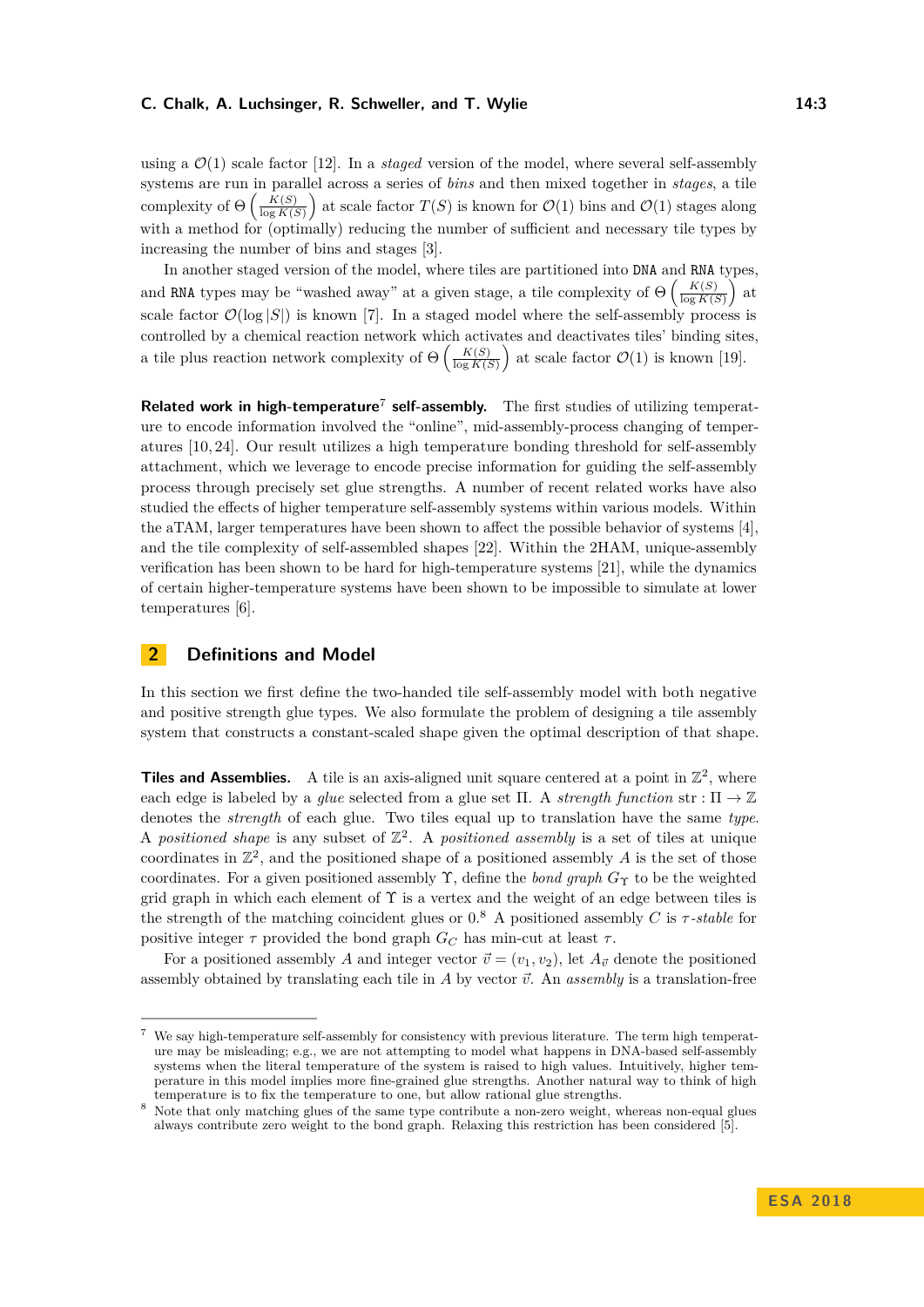using a $\mathcal{O}(1)$ scale factor [12]. In a *staged* version of the model, where several self-assembly systems are run in parallel across a series of *bins* and then mixed together in *stages*, a tile complexity of $\Theta\left(\frac{K(S)}{\log K(S)}\right)$ at scale factor $T(S)$ is known for $\mathcal{O}(1)$ bins and $\mathcal{O}(1)$ stages along with a method for (optimally) reducing the number of sufficient and necessary tile types by increasing the number of bins and stages [3].

In another staged version of the model, where tiles are partitioned into DNA and RNA types, and RNA types may be "washed away" at a given stage, a tile complexity of $\Theta\left(\frac{K(S)}{\log K(S)}\right)$ at scale factor $\mathcal{O}(\log |S|)$ is known [7]. In a staged model where the self-assembly process is controlled by a chemical reaction network which activates and deactivates tiles' binding sites, a tile plus reaction network complexity of $\Theta\left(\frac{K(S)}{\log K(S)}\right)$ at scale factor $\mathcal{O}(1)$ is known [19].

**Related work in high-temperature[7] self-assembly.** The first studies of utilizing temperature to encode information involved the "online", mid-assembly-process changing of temperatures [10, 24]. Our result utilizes a high temperature bonding threshold for self-assembly attachment, which we leverage to encode precise information for guiding the self-assembly process through precisely set glue strengths. A number of recent related works have also studied the effects of higher temperature self-assembly systems within various models. Within the aTAM, larger temperatures have been shown to affect the possible behavior of systems [4], and the tile complexity of self-assembled shapes [22]. Within the 2HAM, unique-assembly verification has been shown to be hard for high-temperature systems [21], while the dynamics of certain higher-temperature systems have been shown to be impossible to simulate at lower temperatures [6].

## 2 Definitions and Model

In this section we first define the two-handed tile self-assembly model with both negative and positive strength glue types. We also formulate the problem of designing a tile assembly system that constructs a constant-scaled shape given the optimal description of that shape.

**Tiles and Assemblies.** A tile is an axis-aligned unit square centered at a point in $\mathbb{Z}^2$, where each edge is labeled by a *glue* selected from a glue set $\Pi$. A *strength function* $\text{str} : \Pi \to \mathbb{Z}$ denotes the *strength* of each glue. Two tiles equal up to translation have the same *type*. A *positioned shape* is any subset of $\mathbb{Z}^2$. A *positioned assembly* is a set of tiles at unique coordinates in $\mathbb{Z}^2$, and the positioned shape of a positioned assembly $A$ is the set of those coordinates. For a given positioned assembly $\Upsilon$, define the *bond graph* $G_\Upsilon$ to be the weighted grid graph in which each element of $\Upsilon$ is a vertex and the weight of an edge between tiles is the strength of the matching coincident glues or 0.[8] A positioned assembly $C$ is *$\tau$-stable* for positive integer $\tau$ provided the bond graph $G_C$ has min-cut at least $\tau$.

For a positioned assembly $A$ and integer vector $\vec{v} = (v_1, v_2)$, let $A_{\vec{v}}$ denote the positioned assembly obtained by translating each tile in $A$ by vector $\vec{v}$. An *assembly* is a translation-free

---

[7] We say high-temperature self-assembly for consistency with previous literature. The term high temperature may be misleading; e.g., we are not attempting to model what happens in DNA-based self-assembly systems when the literal temperature of the system is raised to high values. Intuitively, higher temperature in this model implies more fine-grained glue strengths. Another natural way to think of high temperature is to fix the temperature to one, but allow rational glue strengths.

[8] Note that only matching glues of the same type contribute a non-zero weight, whereas non-equal glues always contribute zero weight to the bond graph. Relaxing this restriction has been considered [5].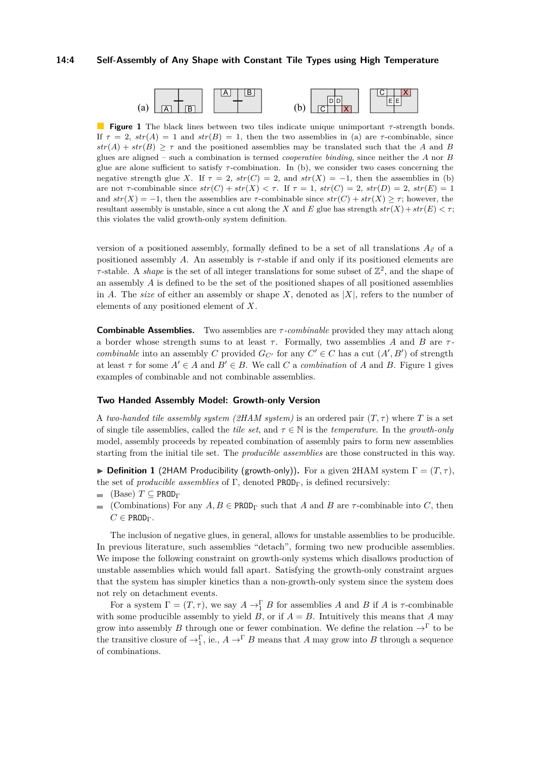**Figure 1** The black lines between two tiles indicate unique unimportant $\tau$-strength bonds. If $\tau = 2$, $str(A) = 1$ and $str(B) = 1$, then the two assemblies in (a) are $\tau$-combinable, since $str(A) + str(B) \geq \tau$ and the positioned assemblies may be translated such that the $A$ and $B$ glues are aligned – such a combination is termed *cooperative binding*, since neither the $A$ nor $B$ glue are alone sufficient to satisfy $\tau$-combination. In (b), we consider two cases concerning the negative strength glue $X$. If $\tau = 2$, $str(C) = 2$, and $str(X) = -1$, then the assemblies in (b) are not $\tau$-combinable since $str(C) + str(X) < \tau$. If $\tau = 1$, $str(C) = 2$, $str(D) = 2$, $str(E) = 1$ and $str(X) = -1$, then the assemblies are $\tau$-combinable since $str(C) + str(X) \geq \tau$; however, the resultant assembly is unstable, since a cut along the $X$ and $E$ glue has strength $str(X) + str(E) < \tau$; this violates the valid growth-only system definition.

version of a positioned assembly, formally defined to be a set of all translations $A_{\vec{v}}$ of a positioned assembly $A$. An assembly is $\tau$-stable if and only if its positioned elements are $\tau$-stable. A *shape* is the set of all integer translations for some subset of $\mathbb{Z}^2$, and the shape of an assembly $A$ is defined to be the set of the positioned shapes of all positioned assemblies in $A$. The *size* of either an assembly or shape $X$, denoted as $|X|$, refers to the number of elements of any positioned element of $X$.

**Combinable Assemblies.** Two assemblies are $\tau$-*combinable* provided they may attach along a border whose strength sums to at least $\tau$. Formally, two assemblies $A$ and $B$ are $\tau$-*combinable* into an assembly $C$ provided $G_{C'}$ for any $C' \in C$ has a cut $(A', B')$ of strength at least $\tau$ for some $A' \in A$ and $B' \in B$. We call $C$ a *combination* of $A$ and $B$. Figure 1 gives examples of combinable and not combinable assemblies.

### Two Handed Assembly Model: Growth-only Version

A *two-handed tile assembly system (2HAM system)* is an ordered pair $(T, \tau)$ where $T$ is a set of single tile assemblies, called the *tile set*, and $\tau \in \mathbb{N}$ is the *temperature*. In the *growth-only* model, assembly proceeds by repeated combination of assembly pairs to form new assemblies starting from the initial tile set. The *producible assemblies* are those constructed in this way.

▶ **Definition 1** (2HAM Producibility (growth-only)). For a given 2HAM system $\Gamma = (T, \tau)$, the set of *producible assemblies* of $\Gamma$, denoted $\texttt{PROD}_\Gamma$, is defined recursively:

- (Base) $T \subseteq \texttt{PROD}_\Gamma$
- (Combinations) For any $A, B \in \texttt{PROD}_\Gamma$ such that $A$ and $B$ are $\tau$-combinable into $C$, then $C \in \texttt{PROD}_\Gamma$.

The inclusion of negative glues, in general, allows for unstable assemblies to be producible. In previous literature, such assemblies "detach", forming two new producible assemblies. We impose the following constraint on growth-only systems which disallows production of unstable assemblies which would fall apart. Satisfying the growth-only constraint argues that the system has simpler kinetics than a non-growth-only system since the system does not rely on detachment events.

For a system $\Gamma = (T, \tau)$, we say $A \rightarrow_1^\Gamma B$ for assemblies $A$ and $B$ if $A$ is $\tau$-combinable with some producible assembly to yield $B$, or if $A = B$. Intuitively this means that $A$ may grow into assembly $B$ through one or fewer combination. We define the relation $\rightarrow^\Gamma$ to be the transitive closure of $\rightarrow_1^\Gamma$, ie., $A \rightarrow^\Gamma B$ means that $A$ may grow into $B$ through a sequence of combinations.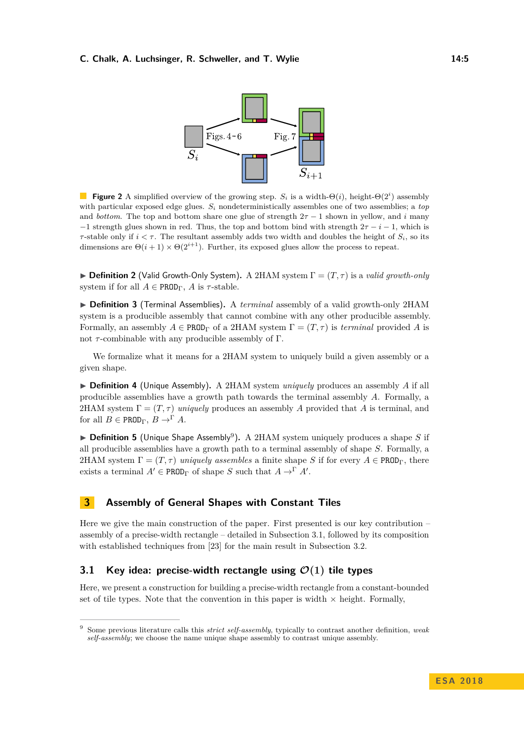**Figure 2** A simplified overview of the growing step. $S_i$ is a width-$\Theta(i)$, height-$\Theta(2^i)$ assembly with particular exposed edge glues. $S_i$ nondeterministically assembles one of two assemblies; a *top* and *bottom*. The top and bottom share one glue of strength $2\tau - 1$ shown in yellow, and $i$ many $-1$ strength glues shown in red. Thus, the top and bottom bind with strength $2\tau - i - 1$, which is $\tau$-stable only if $i < \tau$. The resultant assembly adds two width and doubles the height of $S_i$, so its dimensions are $\Theta(i+1) \times \Theta(2^{i+1})$. Further, its exposed glues allow the process to repeat.

▶ **Definition 2** (Valid Growth-Only System). A 2HAM system $\Gamma = (T, \tau)$ is a *valid growth-only* system if for all $A \in \texttt{PROD}_\Gamma$, $A$ is $\tau$-stable.

▶ **Definition 3** (Terminal Assemblies). A *terminal* assembly of a valid growth-only 2HAM system is a producible assembly that cannot combine with any other producible assembly. Formally, an assembly $A \in \texttt{PROD}_\Gamma$ of a 2HAM system $\Gamma = (T, \tau)$ is *terminal* provided $A$ is not $\tau$-combinable with any producible assembly of $\Gamma$.

We formalize what it means for a 2HAM system to uniquely build a given assembly or a given shape.

▶ **Definition 4** (Unique Assembly). A 2HAM system *uniquely* produces an assembly $A$ if all producible assemblies have a growth path towards the terminal assembly $A$. Formally, a 2HAM system $\Gamma = (T, \tau)$ *uniquely* produces an assembly $A$ provided that $A$ is terminal, and for all $B \in \texttt{PROD}_\Gamma$, $B \rightarrow^\Gamma A$.

▶ **Definition 5** (Unique Shape Assembly[9]). A 2HAM system uniquely produces a shape $S$ if all producible assemblies have a growth path to a terminal assembly of shape $S$. Formally, a 2HAM system $\Gamma = (T, \tau)$ *uniquely assembles* a finite shape $S$ if for every $A \in \texttt{PROD}_\Gamma$, there exists a terminal $A' \in \texttt{PROD}_\Gamma$ of shape $S$ such that $A \rightarrow^\Gamma A'$.

## 3 Assembly of General Shapes with Constant Tiles

Here we give the main construction of the paper. First presented is our key contribution – assembly of a precise-width rectangle – detailed in Subsection 3.1, followed by its composition with established techniques from [23] for the main result in Subsection 3.2.

### 3.1 Key idea: precise-width rectangle using $\mathcal{O}(1)$ tile types

Here, we present a construction for building a precise-width rectangle from a constant-bounded set of tile types. Note that the convention in this paper is width × height. Formally,

[9] Some previous literature calls this *strict self-assembly*, typically to contrast another definition, *weak self-assembly*; we choose the name unique shape assembly to contrast unique assembly.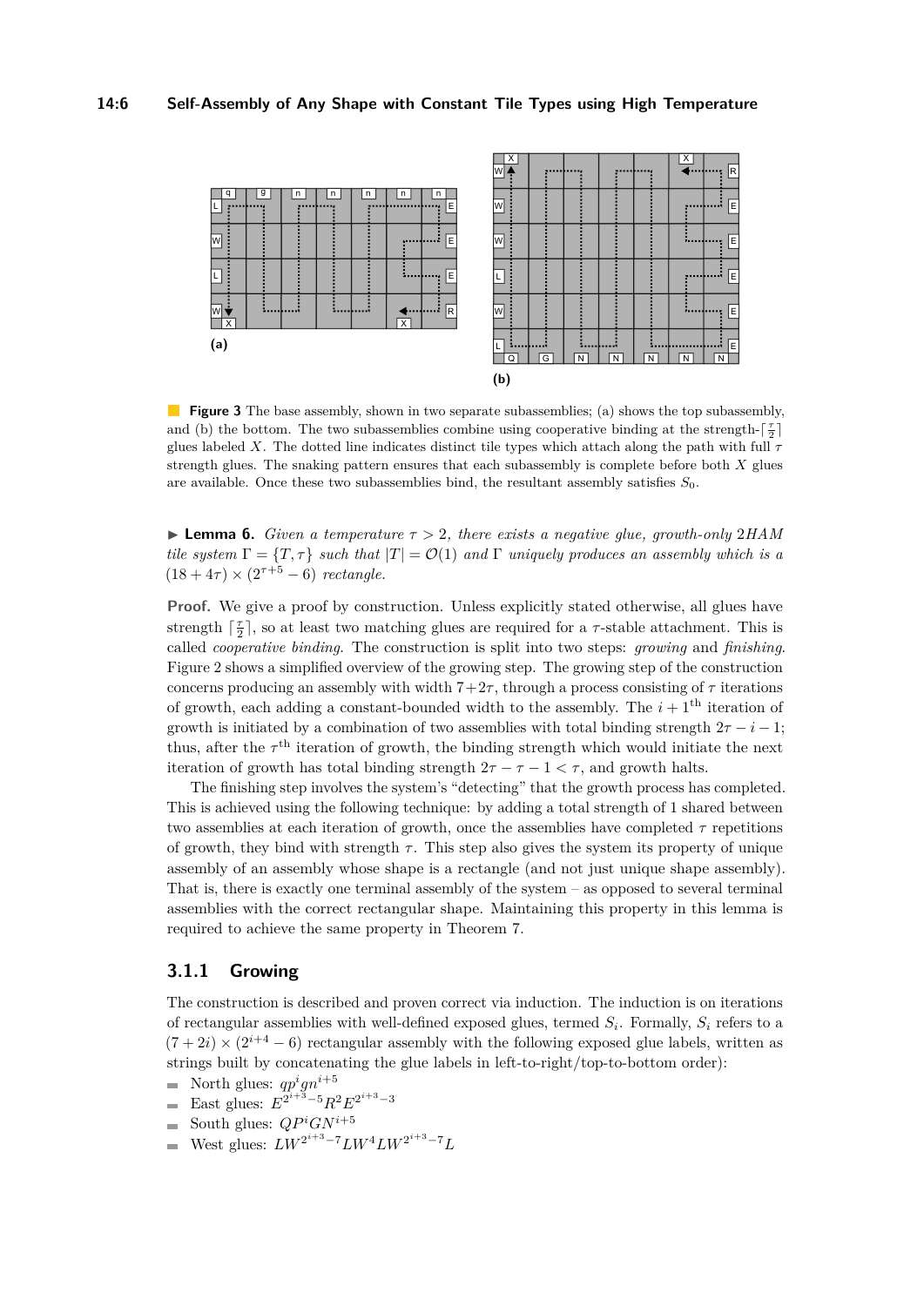**Figure 3** The base assembly, shown in two separate subassemblies; (a) shows the top subassembly, and (b) the bottom. The two subassemblies combine using cooperative binding at the strength-$\lceil \frac{\tau}{2} \rceil$ glues labeled $X$. The dotted line indicates distinct tile types which attach along the path with full $\tau$ strength glues. The snaking pattern ensures that each subassembly is complete before both $X$ glues are available. Once these two subassemblies bind, the resultant assembly satisfies $S_0$.

▶ **Lemma 6.** *Given a temperature $\tau > 2$, there exists a negative glue, growth-only 2HAM tile system $\Gamma = \{T, \tau\}$ such that $|T| = \mathcal{O}(1)$ and $\Gamma$ uniquely produces an assembly which is a $(18 + 4\tau) \times (2^{\tau+5} - 6)$ rectangle.*

**Proof.** We give a proof by construction. Unless explicitly stated otherwise, all glues have strength $\lceil \frac{\tau}{2} \rceil$, so at least two matching glues are required for a $\tau$-stable attachment. This is called *cooperative binding*. The construction is split into two steps: *growing* and *finishing*. Figure 2 shows a simplified overview of the growing step. The growing step of the construction concerns producing an assembly with width $7 + 2\tau$, through a process consisting of $\tau$ iterations of growth, each adding a constant-bounded width to the assembly. The $i + 1^{\text{th}}$ iteration of growth is initiated by a combination of two assemblies with total binding strength $2\tau - i - 1$; thus, after the $\tau^{\text{th}}$ iteration of growth, the binding strength which would initiate the next iteration of growth has total binding strength $2\tau - \tau - 1 < \tau$, and growth halts.

The finishing step involves the system's "detecting" that the growth process has completed. This is achieved using the following technique: by adding a total strength of 1 shared between two assemblies at each iteration of growth, once the assemblies have completed $\tau$ repetitions of growth, they bind with strength $\tau$. This step also gives the system its property of unique assembly of an assembly whose shape is a rectangle (and not just unique shape assembly). That is, there is exactly one terminal assembly of the system – as opposed to several terminal assemblies with the correct rectangular shape. Maintaining this property in this lemma is required to achieve the same property in Theorem 7.

### 3.1.1 Growing

The construction is described and proven correct via induction. The induction is on iterations of rectangular assemblies with well-defined exposed glues, termed $S_i$. Formally, $S_i$ refers to a $(7 + 2i) \times (2^{i+4} - 6)$ rectangular assembly with the following exposed glue labels, written as strings built by concatenating the glue labels in left-to-right/top-to-bottom order):

- North glues: $qp^i gn^{i+5}$
- East glues: $E^{2^{i+3}-5} R^2 E^{2^{i+3}-3}$
- South glues: $QP^i GN^{i+5}$
- West glues: $LW^{2^{i+3}-7} LW^4 LW^{2^{i+3}-7} L$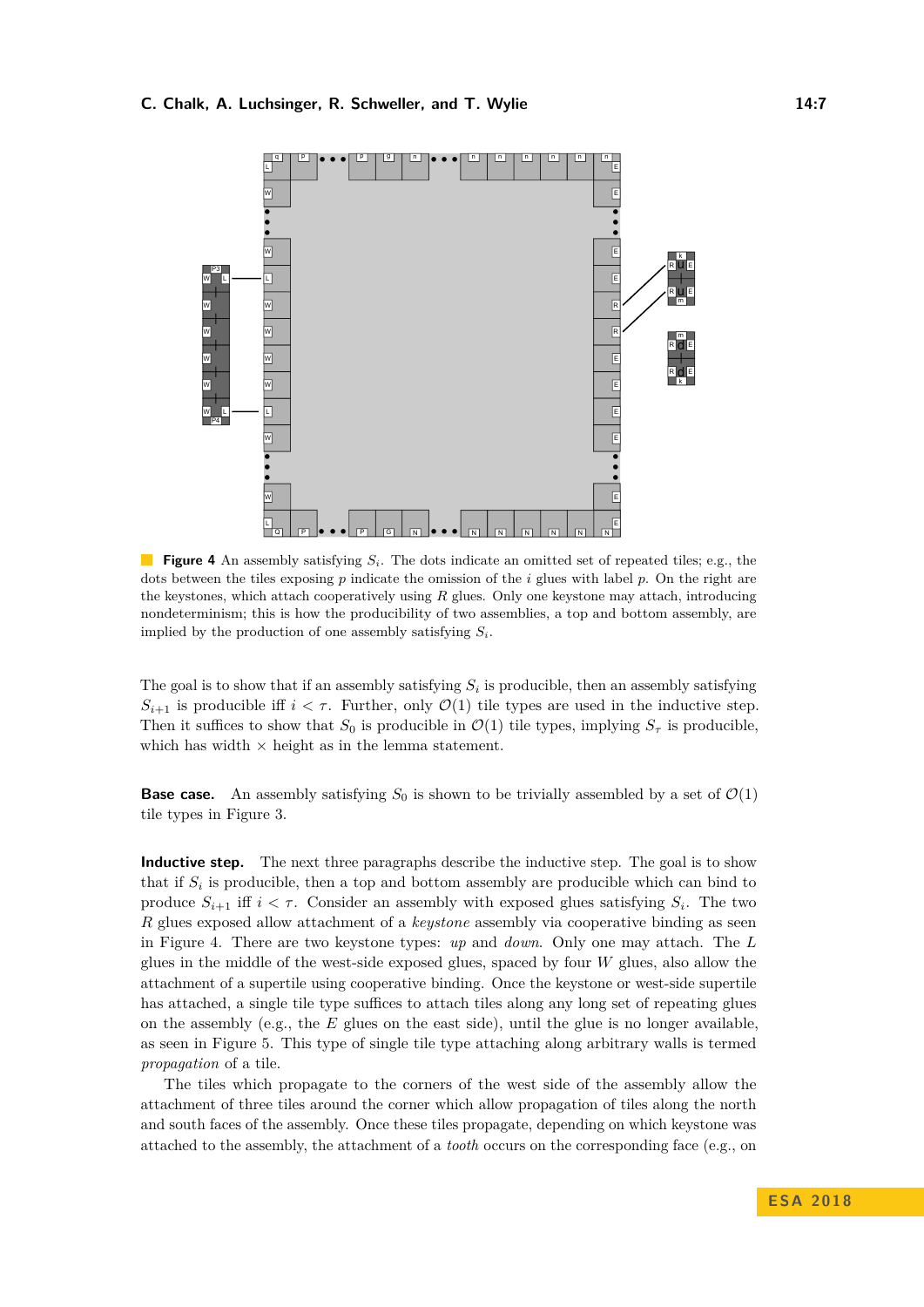**Figure 4** An assembly satisfying $S_i$. The dots indicate an omitted set of repeated tiles; e.g., the dots between the tiles exposing $p$ indicate the omission of the $i$ glues with label $p$. On the right are the keystones, which attach cooperatively using $R$ glues. Only one keystone may attach, introducing nondeterminism; this is how the producibility of two assemblies, a top and bottom assembly, are implied by the production of one assembly satisfying $S_i$.

The goal is to show that if an assembly satisfying $S_i$ is producible, then an assembly satisfying $S_{i+1}$ is producible iff $i < \tau$. Further, only $\mathcal{O}(1)$ tile types are used in the inductive step. Then it suffices to show that $S_0$ is producible in $\mathcal{O}(1)$ tile types, implying $S_\tau$ is producible, which has width $\times$ height as in the lemma statement.

**Base case.** An assembly satisfying $S_0$ is shown to be trivially assembled by a set of $\mathcal{O}(1)$ tile types in Figure 3.

**Inductive step.** The next three paragraphs describe the inductive step. The goal is to show that if $S_i$ is producible, then a top and bottom assembly are producible which can bind to produce $S_{i+1}$ iff $i < \tau$. Consider an assembly with exposed glues satisfying $S_i$. The two $R$ glues exposed allow attachment of a *keystone* assembly via cooperative binding as seen in Figure 4. There are two keystone types: *up* and *down*. Only one may attach. The $L$ glues in the middle of the west-side exposed glues, spaced by four $W$ glues, also allow the attachment of a supertile using cooperative binding. Once the keystone or west-side supertile has attached, a single tile type suffices to attach tiles along any long set of repeating glues on the assembly (e.g., the $E$ glues on the east side), until the glue is no longer available, as seen in Figure 5. This type of single tile type attaching along arbitrary walls is termed *propagation* of a tile.

The tiles which propagate to the corners of the west side of the assembly allow the attachment of three tiles around the corner which allow propagation of tiles along the north and south faces of the assembly. Once these tiles propagate, depending on which keystone was attached to the assembly, the attachment of a *tooth* occurs on the corresponding face (e.g., on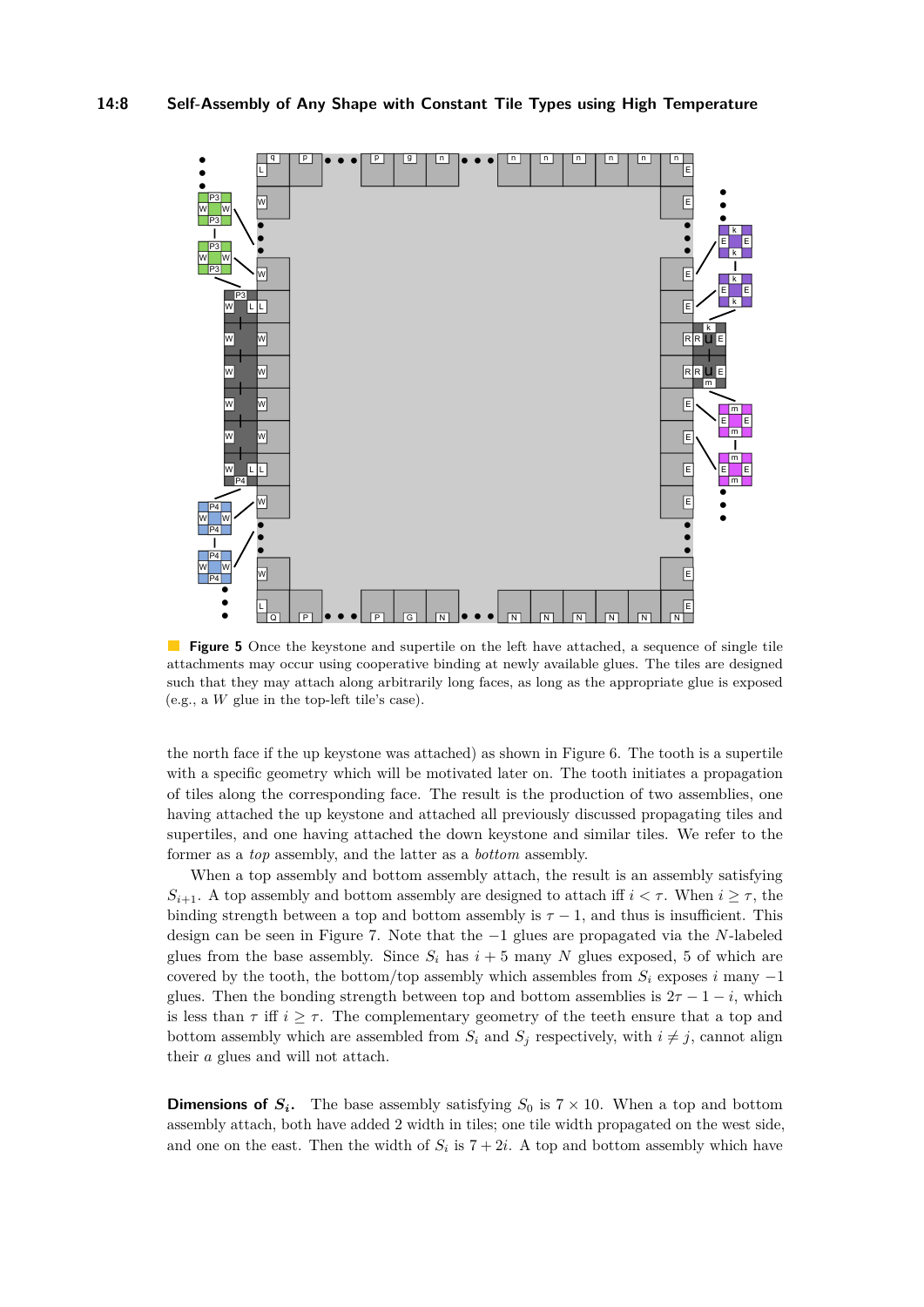**Figure 5** Once the keystone and supertile on the left have attached, a sequence of single tile attachments may occur using cooperative binding at newly available glues. The tiles are designed such that they may attach along arbitrarily long faces, as long as the appropriate glue is exposed (e.g., a $W$ glue in the top-left tile's case).

the north face if the up keystone was attached) as shown in Figure 6. The tooth is a supertile with a specific geometry which will be motivated later on. The tooth initiates a propagation of tiles along the corresponding face. The result is the production of two assemblies, one having attached the up keystone and attached all previously discussed propagating tiles and supertiles, and one having attached the down keystone and similar tiles. We refer to the former as a *top* assembly, and the latter as a *bottom* assembly.

When a top assembly and bottom assembly attach, the result is an assembly satisfying $S_{i+1}$. A top assembly and bottom assembly are designed to attach iff $i < \tau$. When $i \geq \tau$, the binding strength between a top and bottom assembly is $\tau - 1$, and thus is insufficient. This design can be seen in Figure 7. Note that the $-1$ glues are propagated via the $N$-labeled glues from the base assembly. Since $S_i$ has $i + 5$ many $N$ glues exposed, 5 of which are covered by the tooth, the bottom/top assembly which assembles from $S_i$ exposes $i$ many $-1$ glues. Then the bonding strength between top and bottom assemblies is $2\tau - 1 - i$, which is less than $\tau$ iff $i \geq \tau$. The complementary geometry of the teeth ensure that a top and bottom assembly which are assembled from $S_i$ and $S_j$ respectively, with $i \neq j$, cannot align their $a$ glues and will not attach.

**Dimensions of $S_i$.** The base assembly satisfying $S_0$ is $7 \times 10$. When a top and bottom assembly attach, both have added 2 width in tiles; one tile width propagated on the west side, and one on the east. Then the width of $S_i$ is $7 + 2i$. A top and bottom assembly which have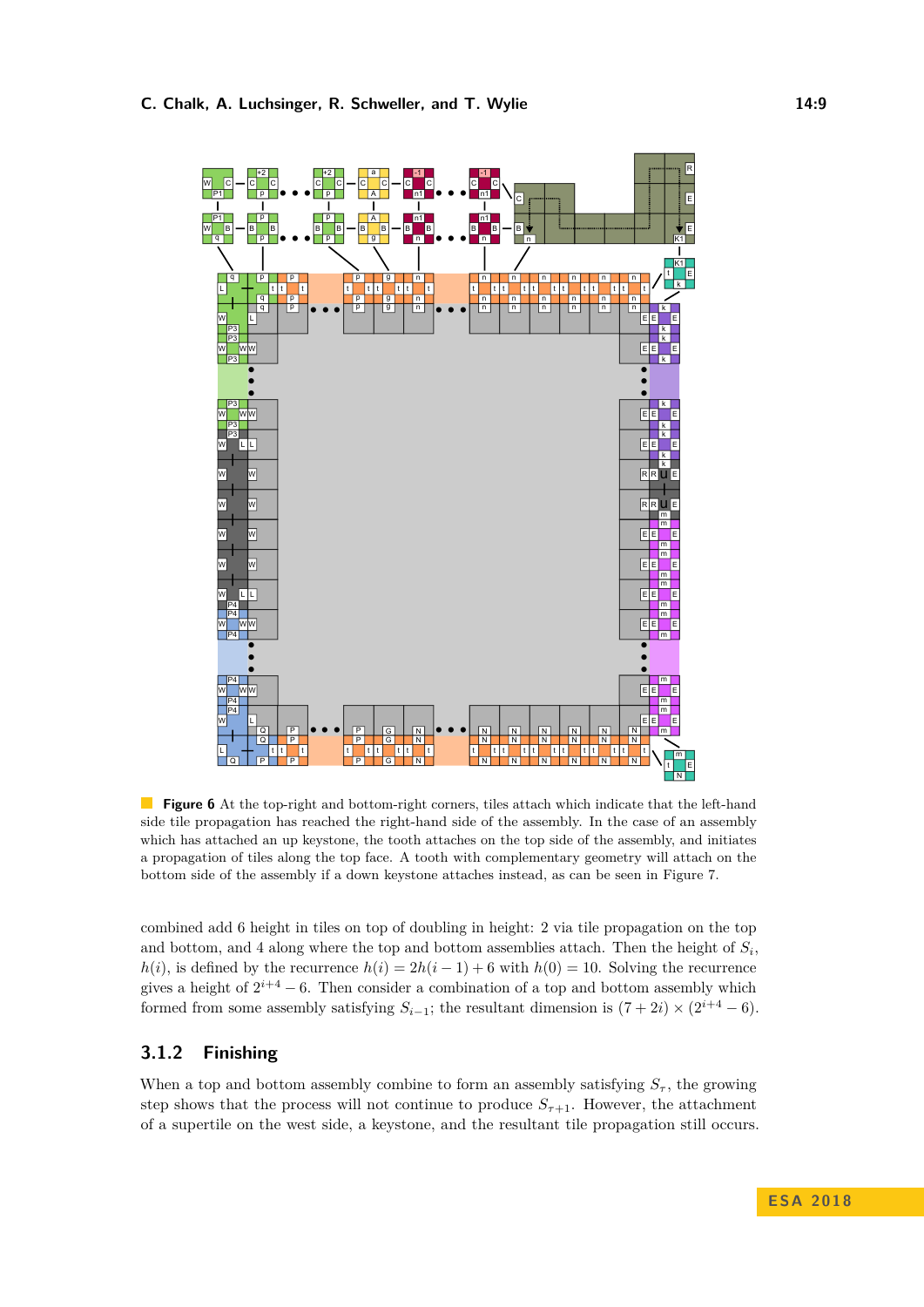**Figure 6** At the top-right and bottom-right corners, tiles attach which indicate that the left-hand side tile propagation has reached the right-hand side of the assembly. In the case of an assembly which has attached an up keystone, the tooth attaches on the top side of the assembly, and initiates a propagation of tiles along the top face. A tooth with complementary geometry will attach on the bottom side of the assembly if a down keystone attaches instead, as can be seen in Figure 7.

combined add 6 height in tiles on top of doubling in height: 2 via tile propagation on the top and bottom, and 4 along where the top and bottom assemblies attach. Then the height of $S_i$, $h(i)$, is defined by the recurrence $h(i) = 2h(i-1)+6$ with $h(0) = 10$. Solving the recurrence gives a height of $2^{i+4} - 6$. Then consider a combination of a top and bottom assembly which formed from some assembly satisfying $S_{i-1}$; the resultant dimension is $(7+2i) \times (2^{i+4} - 6)$.

### 3.1.2 Finishing

When a top and bottom assembly combine to form an assembly satisfying $S_\tau$, the growing step shows that the process will not continue to produce $S_{\tau+1}$. However, the attachment of a supertile on the west side, a keystone, and the resultant tile propagation still occurs.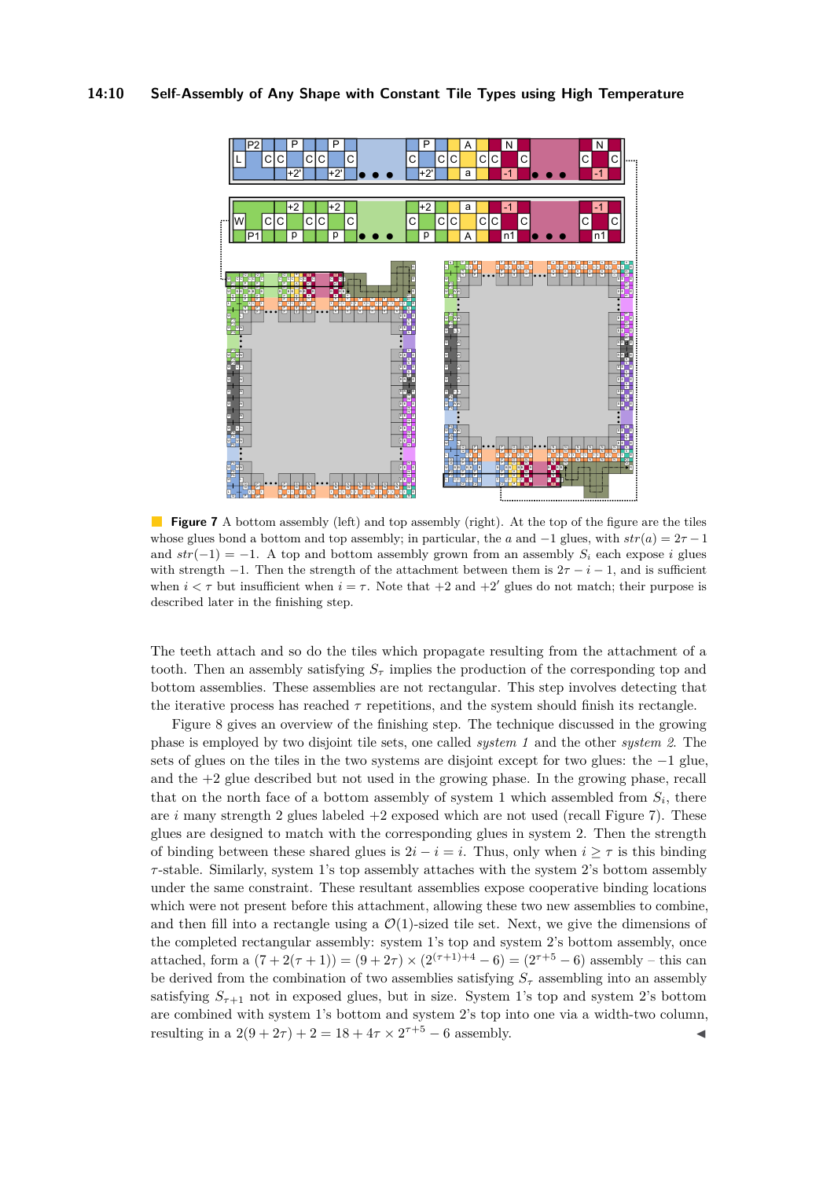**Figure 7** A bottom assembly (left) and top assembly (right). At the top of the figure are the tiles whose glues bond a bottom and top assembly; in particular, the $a$ and $-1$ glues, with $str(a) = 2\tau - 1$ and $str(-1) = -1$. A top and bottom assembly grown from an assembly $S_i$ each expose $i$ glues with strength $-1$. Then the strength of the attachment between them is $2\tau - i - 1$, and is sufficient when $i < \tau$ but insufficient when $i = \tau$. Note that $+2$ and $+2'$ glues do not match; their purpose is described later in the finishing step.

The teeth attach and so do the tiles which propagate resulting from the attachment of a tooth. Then an assembly satisfying $S_\tau$ implies the production of the corresponding top and bottom assemblies. These assemblies are not rectangular. This step involves detecting that the iterative process has reached $\tau$ repetitions, and the system should finish its rectangle.

Figure 8 gives an overview of the finishing step. The technique discussed in the growing phase is employed by two disjoint tile sets, one called *system 1* and the other *system 2*. The sets of glues on the tiles in the two systems are disjoint except for two glues: the $-1$ glue, and the $+2$ glue described but not used in the growing phase. In the growing phase, recall that on the north face of a bottom assembly of system 1 which assembled from $S_i$, there are $i$ many strength 2 glues labeled $+2$ exposed which are not used (recall Figure 7). These glues are designed to match with the corresponding glues in system 2. Then the strength of binding between these shared glues is $2i - i = i$. Thus, only when $i \geq \tau$ is this binding $\tau$-stable. Similarly, system 1's top assembly attaches with the system 2's bottom assembly under the same constraint. These resultant assemblies expose cooperative binding locations which were not present before this attachment, allowing these two new assemblies to combine, and then fill into a rectangle using a $\mathcal{O}(1)$-sized tile set. Next, we give the dimensions of the completed rectangular assembly: system 1's top and system 2's bottom assembly, once attached, form a $(7 + 2(\tau + 1)) = (9 + 2\tau) \times (2^{(\tau+1)+4} - 6) = (2^{\tau+5} - 6)$ assembly – this can be derived from the combination of two assemblies satisfying $S_\tau$ assembling into an assembly satisfying $S_{\tau+1}$ not in exposed glues, but in size. System 1's top and system 2's bottom are combined with system 1's bottom and system 2's top into one via a width-two column, resulting in a $2(9 + 2\tau) + 2 = 18 + 4\tau \times 2^{\tau+5} - 6$ assembly. ◀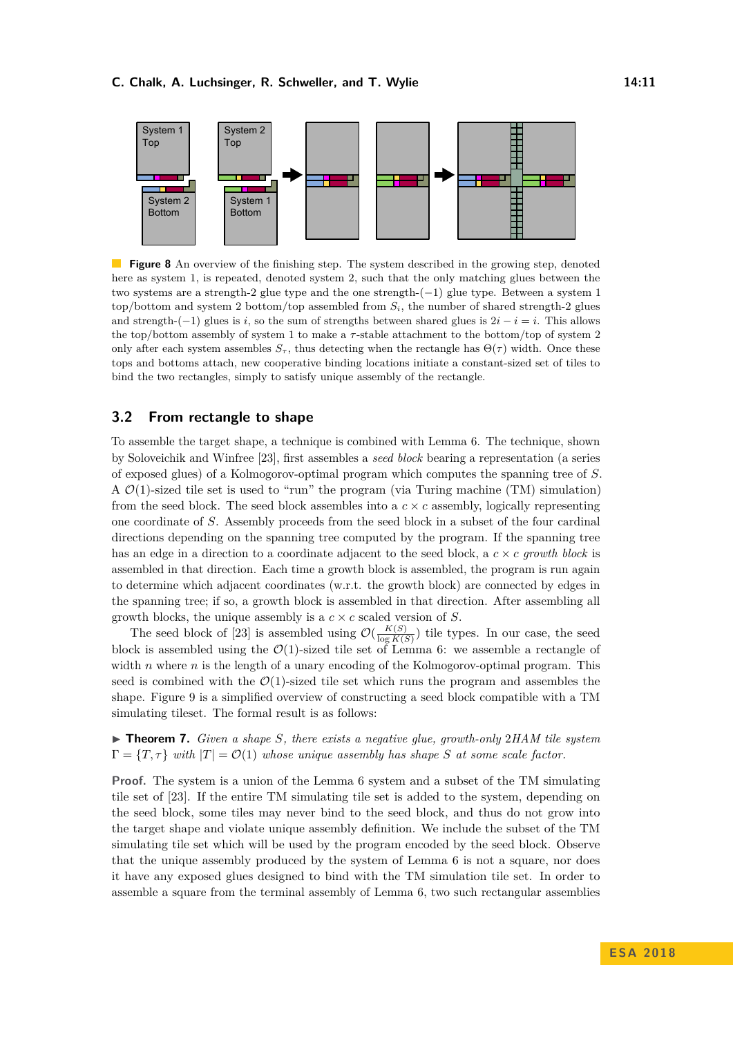**Figure 8** An overview of the finishing step. The system described in the growing step, denoted here as system 1, is repeated, denoted system 2, such that the only matching glues between the two systems are a strength-2 glue type and the one strength-$(-1)$ glue type. Between a system 1 top/bottom and system 2 bottom/top assembled from $S_i$, the number of shared strength-2 glues and strength-$(-1)$ glues is $i$, so the sum of strengths between shared glues is $2i - i = i$. This allows the top/bottom assembly of system 1 to make a $\tau$-stable attachment to the bottom/top of system 2 only after each system assembles $S_\tau$, thus detecting when the rectangle has $\Theta(\tau)$ width. Once these tops and bottoms attach, new cooperative binding locations initiate a constant-sized set of tiles to bind the two rectangles, simply to satisfy unique assembly of the rectangle.

## 3.2 From rectangle to shape

To assemble the target shape, a technique is combined with Lemma 6. The technique, shown by Soloveichik and Winfree [23], first assembles a *seed block* bearing a representation (a series of exposed glues) of a Kolmogorov-optimal program which computes the spanning tree of $S$. A $\mathcal{O}(1)$-sized tile set is used to "run" the program (via Turing machine (TM) simulation) from the seed block. The seed block assembles into a $c \times c$ assembly, logically representing one coordinate of $S$. Assembly proceeds from the seed block in a subset of the four cardinal directions depending on the spanning tree computed by the program. If the spanning tree has an edge in a direction to a coordinate adjacent to the seed block, a $c \times c$ *growth block* is assembled in that direction. Each time a growth block is assembled, the program is run again to determine which adjacent coordinates (w.r.t. the growth block) are connected by edges in the spanning tree; if so, a growth block is assembled in that direction. After assembling all growth blocks, the unique assembly is a $c \times c$ scaled version of $S$.

The seed block of [23] is assembled using $\mathcal{O}(\frac{K(S)}{\log K(S)})$ tile types. In our case, the seed block is assembled using the $\mathcal{O}(1)$-sized tile set of Lemma 6: we assemble a rectangle of width $n$ where $n$ is the length of a unary encoding of the Kolmogorov-optimal program. This seed is combined with the $\mathcal{O}(1)$-sized tile set which runs the program and assembles the shape. Figure 9 is a simplified overview of constructing a seed block compatible with a TM simulating tileset. The formal result is as follows:

▶ **Theorem 7.** *Given a shape $S$, there exists a negative glue, growth-only 2HAM tile system $\Gamma = \{T, \tau\}$ with $|T| = \mathcal{O}(1)$ whose unique assembly has shape $S$ at some scale factor.*

**Proof.** The system is a union of the Lemma 6 system and a subset of the TM simulating tile set of [23]. If the entire TM simulating tile set is added to the system, depending on the seed block, some tiles may never bind to the seed block, and thus do not grow into the target shape and violate unique assembly definition. We include the subset of the TM simulating tile set which will be used by the program encoded by the seed block. Observe that the unique assembly produced by the system of Lemma 6 is not a square, nor does it have any exposed glues designed to bind with the TM simulation tile set. In order to assemble a square from the terminal assembly of Lemma 6, two such rectangular assemblies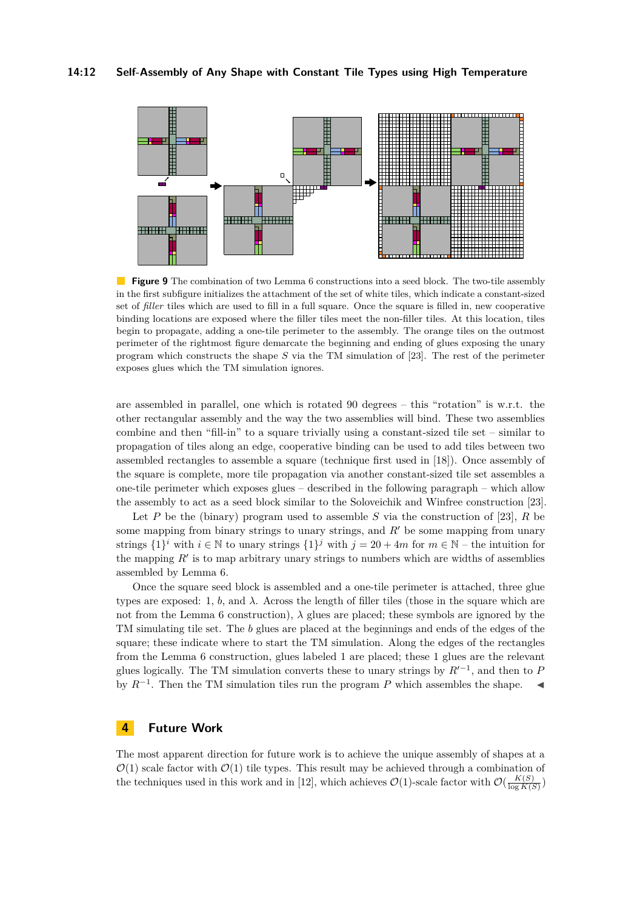**Figure 9** The combination of two Lemma 6 constructions into a seed block. The two-tile assembly in the first subfigure initializes the attachment of the set of white tiles, which indicate a constant-sized set of *filler* tiles which are used to fill in a full square. Once the square is filled in, new cooperative binding locations are exposed where the filler tiles meet the non-filler tiles. At this location, tiles begin to propagate, adding a one-tile perimeter to the assembly. The orange tiles on the outmost perimeter of the rightmost figure demarcate the beginning and ending of glues exposing the unary program which constructs the shape $S$ via the TM simulation of [23]. The rest of the perimeter exposes glues which the TM simulation ignores.

are assembled in parallel, one which is rotated 90 degrees – this "rotation" is w.r.t. the other rectangular assembly and the way the two assemblies will bind. These two assemblies combine and then "fill-in" to a square trivially using a constant-sized tile set – similar to propagation of tiles along an edge, cooperative binding can be used to add tiles between two assembled rectangles to assemble a square (technique first used in [18]). Once assembly of the square is complete, more tile propagation via another constant-sized tile set assembles a one-tile perimeter which exposes glues – described in the following paragraph – which allow the assembly to act as a seed block similar to the Soloveichik and Winfree construction [23].

Let $P$ be the (binary) program used to assemble $S$ via the construction of [23], $R$ be some mapping from binary strings to unary strings, and $R'$ be some mapping from unary strings $\{1\}^i$ with $i \in \mathbb{N}$ to unary strings $\{1\}^j$ with $j = 20 + 4m$ for $m \in \mathbb{N}$ – the intuition for the mapping $R'$ is to map arbitrary unary strings to numbers which are widths of assemblies assembled by Lemma 6.

Once the square seed block is assembled and a one-tile perimeter is attached, three glue types are exposed: 1, $b$, and $\lambda$. Across the length of filler tiles (those in the square which are not from the Lemma 6 construction), $\lambda$ glues are placed; these symbols are ignored by the TM simulating tile set. The $b$ glues are placed at the beginnings and ends of the edges of the square; these indicate where to start the TM simulation. Along the edges of the rectangles from the Lemma 6 construction, glues labeled 1 are placed; these 1 glues are the relevant glues logically. The TM simulation converts these to unary strings by $R'^{-1}$, and then to $P$ by $R^{-1}$. Then the TM simulation tiles run the program $P$ which assembles the shape. ◀

## 4 Future Work

The most apparent direction for future work is to achieve the unique assembly of shapes at a $\mathcal{O}(1)$ scale factor with $\mathcal{O}(1)$ tile types. This result may be achieved through a combination of the techniques used in this work and in [12], which achieves $\mathcal{O}(1)$-scale factor with $\mathcal{O}(\frac{K(S)}{\log K(S)})$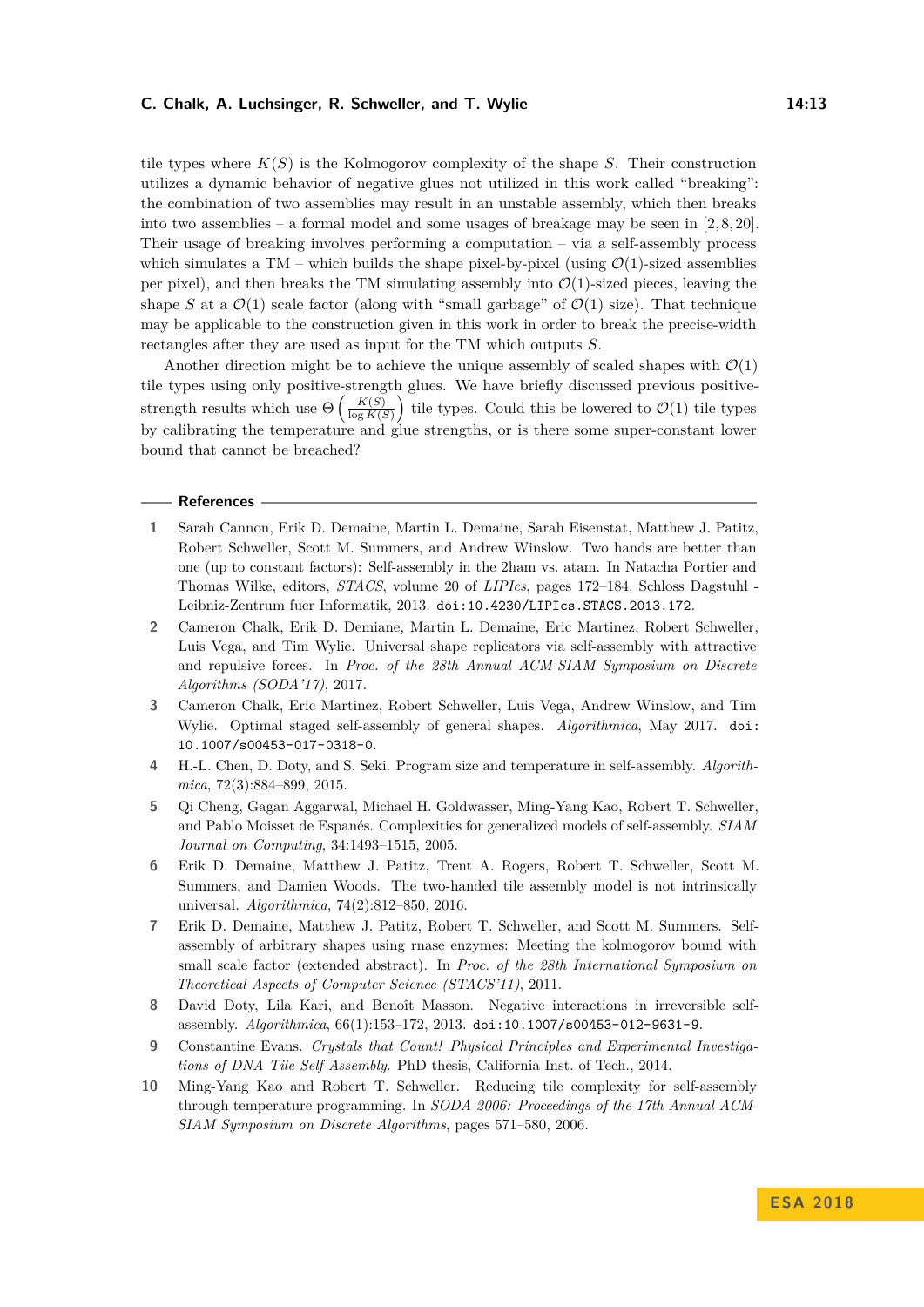tile types where $K(S)$ is the Kolmogorov complexity of the shape $S$. Their construction utilizes a dynamic behavior of negative glues not utilized in this work called "breaking": the combination of two assemblies may result in an unstable assembly, which then breaks into two assemblies – a formal model and some usages of breakage may be seen in [2, 8, 20]. Their usage of breaking involves performing a computation – via a self-assembly process which simulates a TM – which builds the shape pixel-by-pixel (using $\mathcal{O}(1)$-sized assemblies per pixel), and then breaks the TM simulating assembly into $\mathcal{O}(1)$-sized pieces, leaving the shape $S$ at a $\mathcal{O}(1)$ scale factor (along with "small garbage" of $\mathcal{O}(1)$ size). That technique may be applicable to the construction given in this work in order to break the precise-width rectangles after they are used as input for the TM which outputs $S$.

Another direction might be to achieve the unique assembly of scaled shapes with $\mathcal{O}(1)$ tile types using only positive-strength glues. We have briefly discussed previous positive-strength results which use $\Theta\left(\frac{K(S)}{\log K(S)}\right)$ tile types. Could this be lowered to $\mathcal{O}(1)$ tile types by calibrating the temperature and glue strengths, or is there some super-constant lower bound that cannot be breached?

## References

1. Sarah Cannon, Erik D. Demaine, Martin L. Demaine, Sarah Eisenstat, Matthew J. Patitz, Robert Schweller, Scott M. Summers, and Andrew Winslow. Two hands are better than one (up to constant factors): Self-assembly in the 2ham vs. atam. In Natacha Portier and Thomas Wilke, editors, *STACS*, volume 20 of *LIPIcs*, pages 172–184. Schloss Dagstuhl - Leibniz-Zentrum fuer Informatik, 2013. doi:10.4230/LIPIcs.STACS.2013.172.
2. Cameron Chalk, Erik D. Demiane, Martin L. Demaine, Eric Martinez, Robert Schweller, Luis Vega, and Tim Wylie. Universal shape replicators via self-assembly with attractive and repulsive forces. In *Proc. of the 28th Annual ACM-SIAM Symposium on Discrete Algorithms (SODA'17)*, 2017.
3. Cameron Chalk, Eric Martinez, Robert Schweller, Luis Vega, Andrew Winslow, and Tim Wylie. Optimal staged self-assembly of general shapes. *Algorithmica*, May 2017. doi:10.1007/s00453-017-0318-0.
4. H.-L. Chen, D. Doty, and S. Seki. Program size and temperature in self-assembly. *Algorithmica*, 72(3):884–899, 2015.
5. Qi Cheng, Gagan Aggarwal, Michael H. Goldwasser, Ming-Yang Kao, Robert T. Schweller, and Pablo Moisset de Espanés. Complexities for generalized models of self-assembly. *SIAM Journal on Computing*, 34:1493–1515, 2005.
6. Erik D. Demaine, Matthew J. Patitz, Trent A. Rogers, Robert T. Schweller, Scott M. Summers, and Damien Woods. The two-handed tile assembly model is not intrinsically universal. *Algorithmica*, 74(2):812–850, 2016.
7. Erik D. Demaine, Matthew J. Patitz, Robert T. Schweller, and Scott M. Summers. Self-assembly of arbitrary shapes using rnase enzymes: Meeting the kolmogorov bound with small scale factor (extended abstract). In *Proc. of the 28th International Symposium on Theoretical Aspects of Computer Science (STACS'11)*, 2011.
8. David Doty, Lila Kari, and Benoît Masson. Negative interactions in irreversible self-assembly. *Algorithmica*, 66(1):153–172, 2013. doi:10.1007/s00453-012-9631-9.
9. Constantine Evans. *Crystals that Count! Physical Principles and Experimental Investigations of DNA Tile Self-Assembly*. PhD thesis, California Inst. of Tech., 2014.
10. Ming-Yang Kao and Robert T. Schweller. Reducing tile complexity for self-assembly through temperature programming. In *SODA 2006: Proceedings of the 17th Annual ACM-SIAM Symposium on Discrete Algorithms*, pages 571–580, 2006.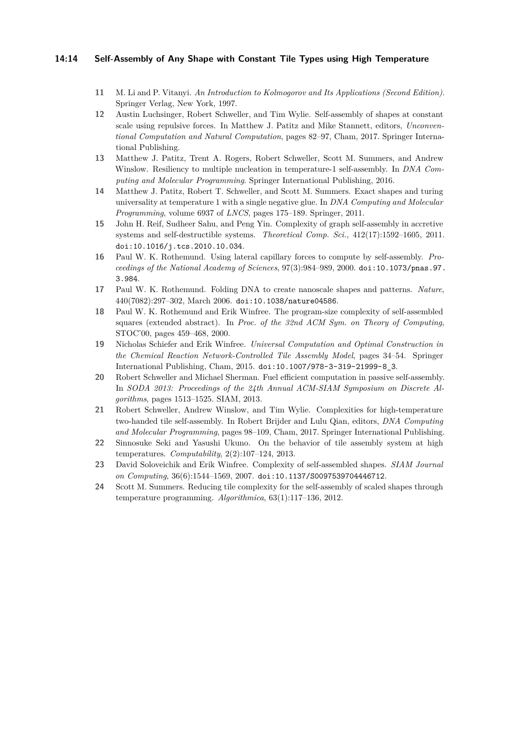11 M. Li and P. Vitanyi. *An Introduction to Kolmogorov and Its Applications (Second Edition)*. Springer Verlag, New York, 1997.

12 Austin Luchsinger, Robert Schweller, and Tim Wylie. Self-assembly of shapes at constant scale using repulsive forces. In Matthew J. Patitz and Mike Stannett, editors, *Unconventional Computation and Natural Computation*, pages 82–97, Cham, 2017. Springer International Publishing.

13 Matthew J. Patitz, Trent A. Rogers, Robert Schweller, Scott M. Summers, and Andrew Winslow. Resiliency to multiple nucleation in temperature-1 self-assembly. In *DNA Computing and Molecular Programming*. Springer International Publishing, 2016.

14 Matthew J. Patitz, Robert T. Schweller, and Scott M. Summers. Exact shapes and turing universality at temperature 1 with a single negative glue. In *DNA Computing and Molecular Programming*, volume 6937 of *LNCS*, pages 175–189. Springer, 2011.

15 John H. Reif, Sudheer Sahu, and Peng Yin. Complexity of graph self-assembly in accretive systems and self-destructible systems. *Theoretical Comp. Sci.*, 412(17):1592–1605, 2011. doi:10.1016/j.tcs.2010.10.034.

16 Paul W. K. Rothemund. Using lateral capillary forces to compute by self-assembly. *Proceedings of the National Academy of Sciences*, 97(3):984–989, 2000. doi:10.1073/pnas.97.3.984.

17 Paul W. K. Rothemund. Folding DNA to create nanoscale shapes and patterns. *Nature*, 440(7082):297–302, March 2006. doi:10.1038/nature04586.

18 Paul W. K. Rothemund and Erik Winfree. The program-size complexity of self-assembled squares (extended abstract). In *Proc. of the 32nd ACM Sym. on Theory of Computing*, STOC'00, pages 459–468, 2000.

19 Nicholas Schiefer and Erik Winfree. *Universal Computation and Optimal Construction in the Chemical Reaction Network-Controlled Tile Assembly Model*, pages 34–54. Springer International Publishing, Cham, 2015. doi:10.1007/978-3-319-21999-8_3.

20 Robert Schweller and Michael Sherman. Fuel efficient computation in passive self-assembly. In *SODA 2013: Proceedings of the 24th Annual ACM-SIAM Symposium on Discrete Algorithms*, pages 1513–1525. SIAM, 2013.

21 Robert Schweller, Andrew Winslow, and Tim Wylie. Complexities for high-temperature two-handed tile self-assembly. In Robert Brijder and Lulu Qian, editors, *DNA Computing and Molecular Programming*, pages 98–109, Cham, 2017. Springer International Publishing.

22 Sinnosuke Seki and Yasushi Ukuno. On the behavior of tile assembly system at high temperatures. *Computability*, 2(2):107–124, 2013.

23 David Soloveichik and Erik Winfree. Complexity of self-assembled shapes. *SIAM Journal on Computing*, 36(6):1544–1569, 2007. doi:10.1137/S0097539704446712.

24 Scott M. Summers. Reducing tile complexity for the self-assembly of scaled shapes through temperature programming. *Algorithmica*, 63(1):117–136, 2012.